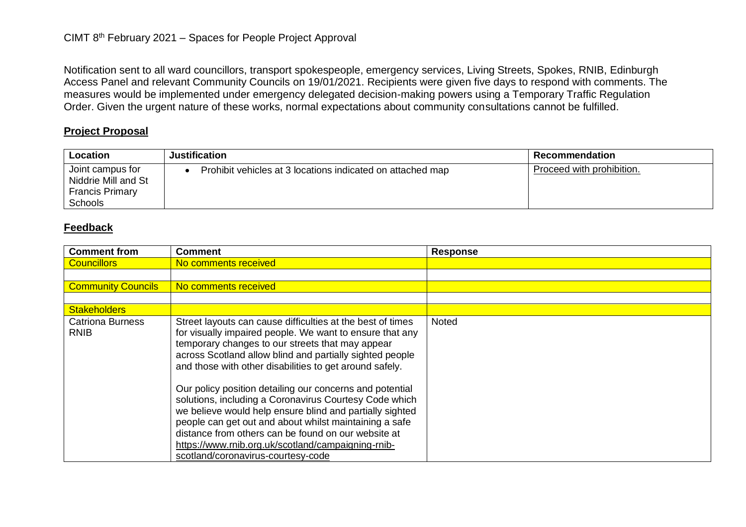CIMT 8th February 2021 – Spaces for People Project Approval

Notification sent to all ward councillors, transport spokespeople, emergency services, Living Streets, Spokes, RNIB, Edinburgh Access Panel and relevant Community Councils on 19/01/2021. Recipients were given five days to respond with comments. The measures would be implemented under emergency delegated decision-making powers using a Temporary Traffic Regulation Order. Given the urgent nature of these works, normal expectations about community consultations cannot be fulfilled.

## Project Proposal

| Location | Justification | Recommendation |
| --- | --- | --- |
| Joint campus for Niddrie Mill and St Francis Primary Schools | • Prohibit vehicles at 3 locations indicated on attached map | Proceed with prohibition. |

## Feedback

| Comment from | Comment | Response |
| --- | --- | --- |
| Councillors | No comments received | |
| | | |
| Community Councils | No comments received | |
| | | |
| Stakeholders | | |
| Catriona Burness RNIB | Street layouts can cause difficulties at the best of times for visually impaired people. We want to ensure that any temporary changes to our streets that may appear across Scotland allow blind and partially sighted people and those with other disabilities to get around safely.<br><br>Our policy position detailing our concerns and potential solutions, including a Coronavirus Courtesy Code which we believe would help ensure blind and partially sighted people can get out and about whilst maintaining a safe distance from others can be found on our website at https://www.rnib.org.uk/scotland/campaigning-rnib-scotland/coronavirus-courtesy-code | Noted |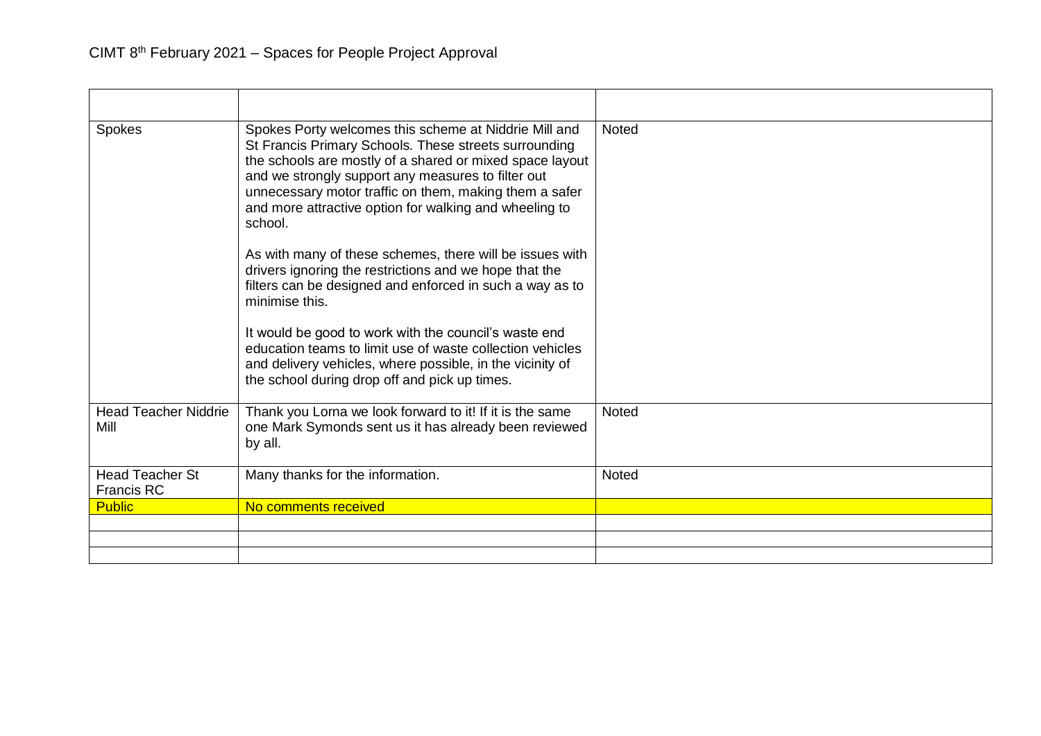CIMT 8th February 2021 – Spaces for People Project Approval

| | | |
|---|---|---|
| | | |
| Spokes | Spokes Porty welcomes this scheme at Niddrie Mill and St Francis Primary Schools. These streets surrounding the schools are mostly of a shared or mixed space layout and we strongly support any measures to filter out unnecessary motor traffic on them, making them a safer and more attractive option for walking and wheeling to school.<br><br>As with many of these schemes, there will be issues with drivers ignoring the restrictions and we hope that the filters can be designed and enforced in such a way as to minimise this.<br><br>It would be good to work with the council's waste end education teams to limit use of waste collection vehicles and delivery vehicles, where possible, in the vicinity of the school during drop off and pick up times. | Noted |
| Head Teacher Niddrie Mill | Thank you Lorna we look forward to it! If it is the same one Mark Symonds sent us it has already been reviewed by all. | Noted |
| Head Teacher St Francis RC | Many thanks for the information. | Noted |
| Public | No comments received | |
| | | |
| | | |
| | | |